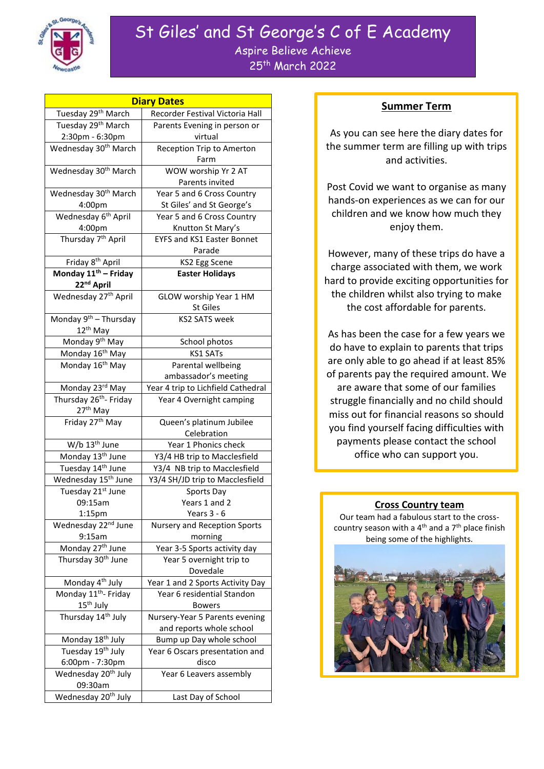# St Giles' and St George's C of E Academy

Aspire Believe Achieve

25th March 2022

| Diary Dates | |
|---|---|
| Tuesday 29th March | Recorder Festival Victoria Hall |
| Tuesday 29th March 2:30pm - 6:30pm | Parents Evening in person or virtual |
| Wednesday 30th March | Reception Trip to Amerton Farm |
| Wednesday 30th March | WOW worship Yr 2 AT Parents invited |
| Wednesday 30th March 4:00pm | Year 5 and 6 Cross Country St Giles' and St George's |
| Wednesday 6th April 4:00pm | Year 5 and 6 Cross Country Knutton St Mary's |
| Thursday 7th April | EYFS and KS1 Easter Bonnet Parade |
| Friday 8th April | KS2 Egg Scene |
| **Monday 11th – Friday 22nd April** | **Easter Holidays** |
| Wednesday 27th April | GLOW worship Year 1 HM St Giles |
| Monday 9th – Thursday 12th May | KS2 SATS week |
| Monday 9th May | School photos |
| Monday 16th May | KS1 SATs |
| Monday 16th May | Parental wellbeing ambassador's meeting |
| Monday 23rd May | Year 4 trip to Lichfield Cathedral |
| Thursday 26th- Friday 27th May | Year 4 Overnight camping |
| Friday 27th May | Queen's platinum Jubilee Celebration |
| W/b 13th June | Year 1 Phonics check |
| Monday 13th June | Y3/4 HB trip to Macclesfield |
| Tuesday 14th June | Y3/4 NB trip to Macclesfield |
| Wednesday 15th June | Y3/4 SH/JD trip to Macclesfield |
| Tuesday 21st June 09:15am 1:15pm | Sports Day Years 1 and 2 Years 3 - 6 |
| Wednesday 22nd June 9:15am | Nursery and Reception Sports morning |
| Monday 27th June | Year 3-5 Sports activity day |
| Thursday 30th June | Year 5 overnight trip to Dovedale |
| Monday 4th July | Year 1 and 2 Sports Activity Day |
| Monday 11th- Friday 15th July | Year 6 residential Standon Bowers |
| Thursday 14th July | Nursery-Year 5 Parents evening and reports whole school |
| Monday 18th July | Bump up Day whole school |
| Tuesday 19th July 6:00pm - 7:30pm | Year 6 Oscars presentation and disco |
| Wednesday 20th July 09:30am | Year 6 Leavers assembly |
| Wednesday 20th July | Last Day of School |

## Summer Term

As you can see here the diary dates for the summer term are filling up with trips and activities.

Post Covid we want to organise as many hands-on experiences as we can for our children and we know how much they enjoy them.

However, many of these trips do have a charge associated with them, we work hard to provide exciting opportunities for the children whilst also trying to make the cost affordable for parents.

As has been the case for a few years we do have to explain to parents that trips are only able to go ahead if at least 85% of parents pay the required amount. We are aware that some of our families struggle financially and no child should miss out for financial reasons so should you find yourself facing difficulties with payments please contact the school office who can support you.

## Cross Country team

Our team had a fabulous start to the cross-country season with a 4th and a 7th place finish being some of the highlights.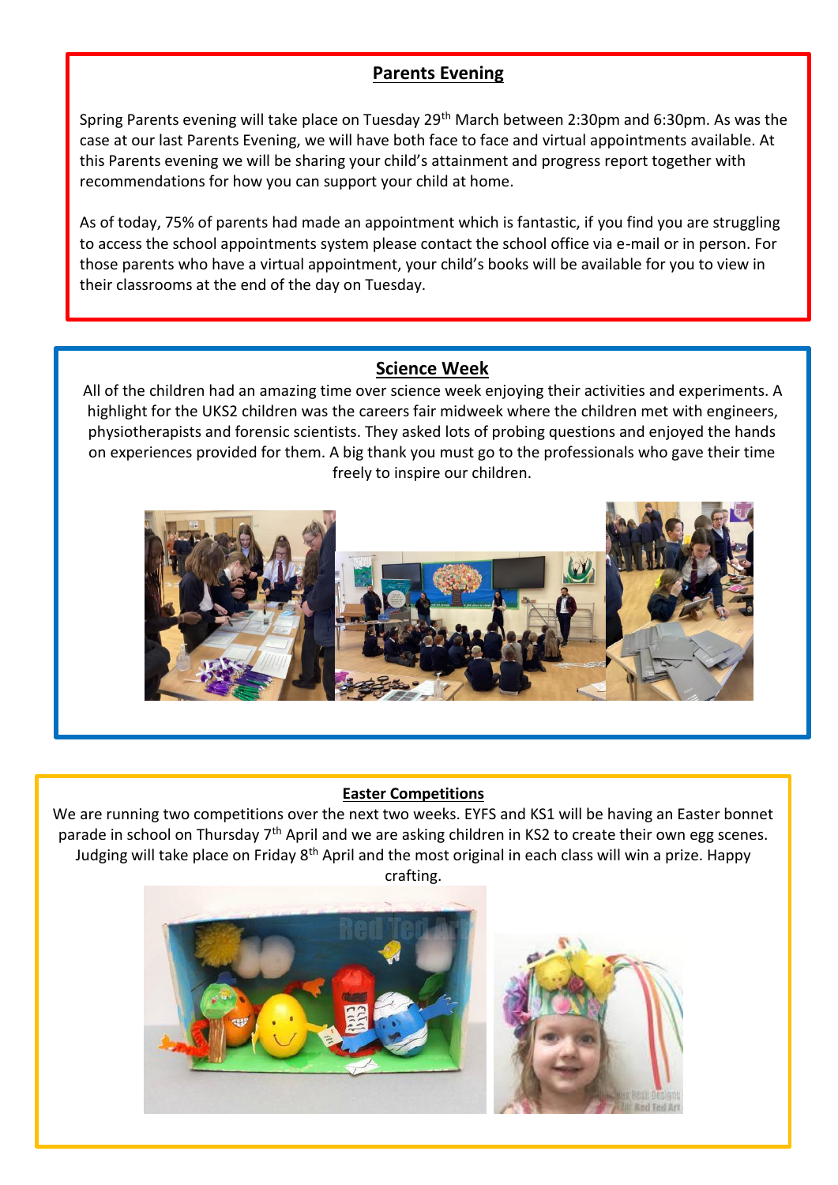## Parents Evening

Spring Parents evening will take place on Tuesday 29th March between 2:30pm and 6:30pm. As was the case at our last Parents Evening, we will have both face to face and virtual appointments available. At this Parents evening we will be sharing your child's attainment and progress report together with recommendations for how you can support your child at home.

As of today, 75% of parents had made an appointment which is fantastic, if you find you are struggling to access the school appointments system please contact the school office via e-mail or in person. For those parents who have a virtual appointment, your child's books will be available for you to view in their classrooms at the end of the day on Tuesday.

## Science Week

All of the children had an amazing time over science week enjoying their activities and experiments. A highlight for the UKS2 children was the careers fair midweek where the children met with engineers, physiotherapists and forensic scientists. They asked lots of probing questions and enjoyed the hands on experiences provided for them. A big thank you must go to the professionals who gave their time freely to inspire our children.

## Easter Competitions

We are running two competitions over the next two weeks. EYFS and KS1 will be having an Easter bonnet parade in school on Thursday 7th April and we are asking children in KS2 to create their own egg scenes. Judging will take place on Friday 8th April and the most original in each class will win a prize. Happy crafting.